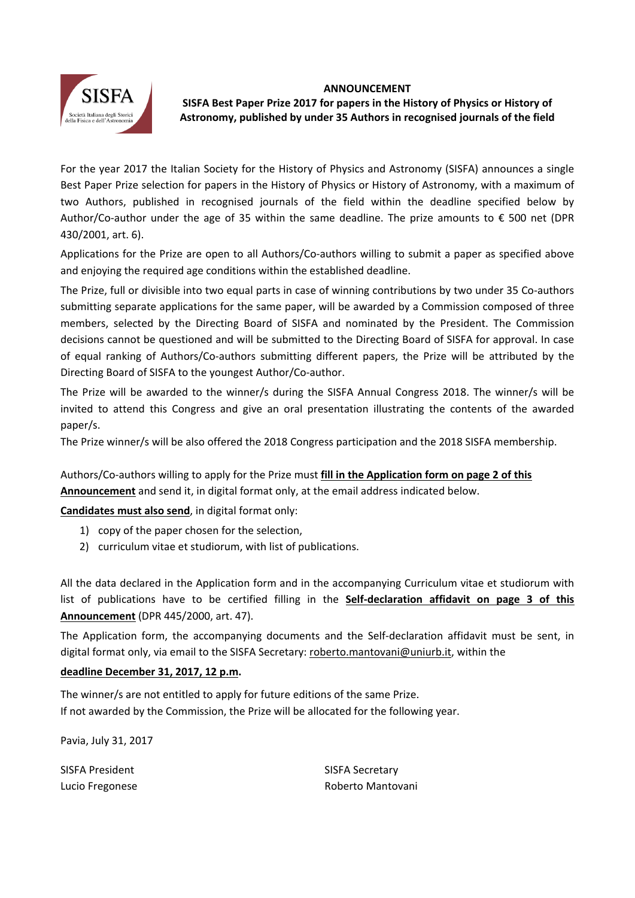SISFA

Società Italiana degli Storici della Fisica e dell'Astronomia

**ANNOUNCEMENT**

**SISFA Best Paper Prize 2017 for papers in the History of Physics or History of Astronomy, published by under 35 Authors in recognised journals of the field**

For the year 2017 the Italian Society for the History of Physics and Astronomy (SISFA) announces a single Best Paper Prize selection for papers in the History of Physics or History of Astronomy, with a maximum of two Authors, published in recognised journals of the field within the deadline specified below by Author/Co-author under the age of 35 within the same deadline. The prize amounts to € 500 net (DPR 430/2001, art. 6).

Applications for the Prize are open to all Authors/Co-authors willing to submit a paper as specified above and enjoying the required age conditions within the established deadline.

The Prize, full or divisible into two equal parts in case of winning contributions by two under 35 Co-authors submitting separate applications for the same paper, will be awarded by a Commission composed of three members, selected by the Directing Board of SISFA and nominated by the President. The Commission decisions cannot be questioned and will be submitted to the Directing Board of SISFA for approval. In case of equal ranking of Authors/Co-authors submitting different papers, the Prize will be attributed by the Directing Board of SISFA to the youngest Author/Co-author.

The Prize will be awarded to the winner/s during the SISFA Annual Congress 2018. The winner/s will be invited to attend this Congress and give an oral presentation illustrating the contents of the awarded paper/s.

The Prize winner/s will be also offered the 2018 Congress participation and the 2018 SISFA membership.

Authors/Co-authors willing to apply for the Prize must **fill in the Application form on page 2 of this Announcement** and send it, in digital format only, at the email address indicated below.

**Candidates must also send**, in digital format only:

1) copy of the paper chosen for the selection,
2) curriculum vitae et studiorum, with list of publications.

All the data declared in the Application form and in the accompanying Curriculum vitae et studiorum with list of publications have to be certified filling in the **Self-declaration affidavit on page 3 of this Announcement** (DPR 445/2000, art. 47).

The Application form, the accompanying documents and the Self-declaration affidavit must be sent, in digital format only, via email to the SISFA Secretary: roberto.mantovani@uniurb.it, within the

**deadline December 31, 2017, 12 p.m.**

The winner/s are not entitled to apply for future editions of the same Prize.
If not awarded by the Commission, the Prize will be allocated for the following year.

Pavia, July 31, 2017

SISFA President
Lucio Fregonese

SISFA Secretary
Roberto Mantovani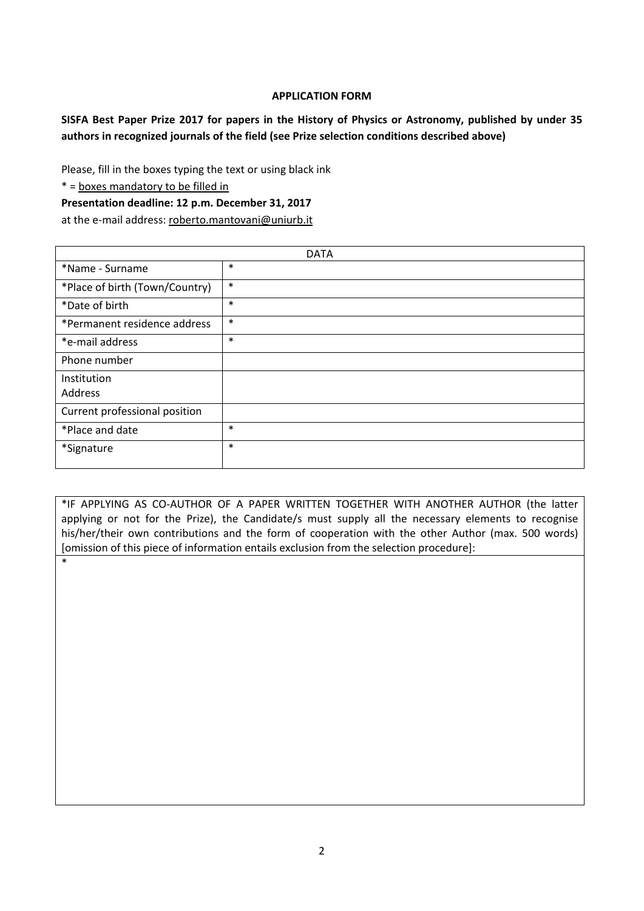**APPLICATION FORM**

**SISFA Best Paper Prize 2017 for papers in the History of Physics or Astronomy, published by under 35 authors in recognized journals of the field (see Prize selection conditions described above)**

Please, fill in the boxes typing the text or using black ink

* = boxes mandatory to be filled in

**Presentation deadline: 12 p.m. December 31, 2017**

at the e-mail address: roberto.mantovani@uniurb.it

| DATA | |
|---|---|
| *Name - Surname | * |
| *Place of birth (Town/Country) | * |
| *Date of birth | * |
| *Permanent residence address | * |
| *e-mail address | * |
| Phone number | |
| Institution<br>Address | |
| Current professional position | |
| *Place and date | * |
| *Signature | * |

| *IF APPLYING AS CO-AUTHOR OF A PAPER WRITTEN TOGETHER WITH ANOTHER AUTHOR (the latter applying or not for the Prize), the Candidate/s must supply all the necessary elements to recognise his/her/their own contributions and the form of cooperation with the other Author (max. 500 words) [omission of this piece of information entails exclusion from the selection procedure]: |
|---|
| * |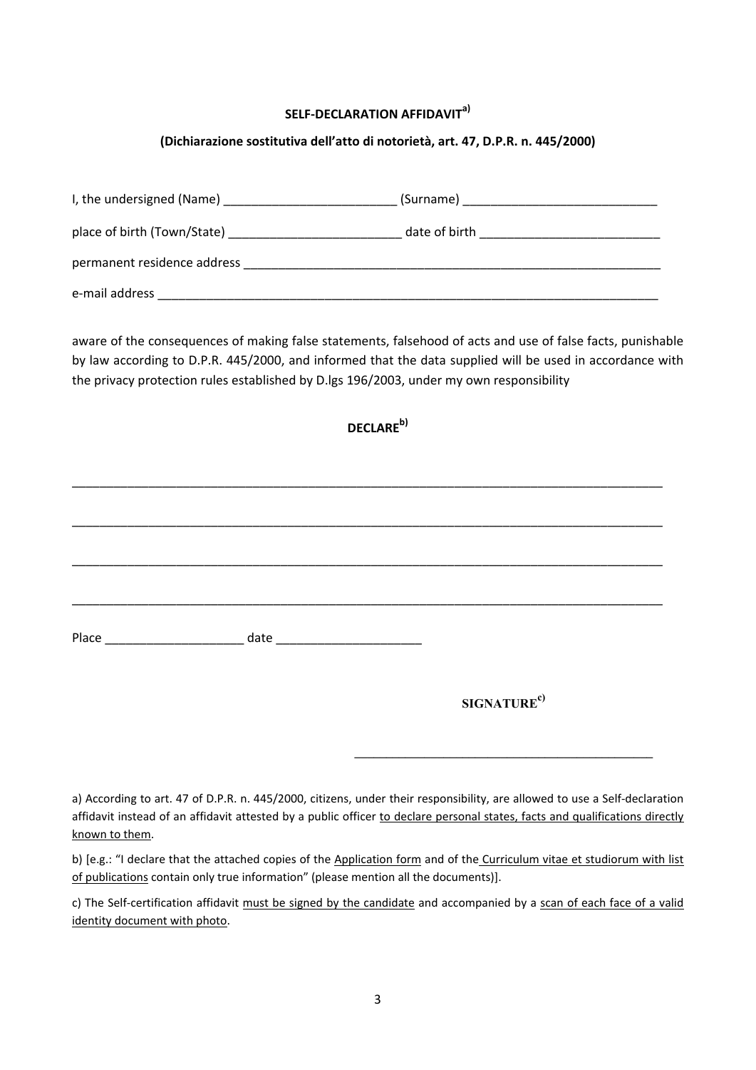**SELF-DECLARATION AFFIDAVIT[a)]**

**(Dichiarazione sostitutiva dell'atto di notorietà, art. 47, D.P.R. n. 445/2000)**

I, the undersigned (Name) _________________________ (Surname) ____________________________

place of birth (Town/State) _________________________ date of birth __________________________

permanent residence address ______________________________________________________________

e-mail address ____________________________________________________________________________

aware of the consequences of making false statements, falsehood of acts and use of false facts, punishable by law according to D.P.R. 445/2000, and informed that the data supplied will be used in accordance with the privacy protection rules established by D.lgs 196/2003, under my own responsibility

**DECLARE[b)]**

___________________________________________________________________________________________

___________________________________________________________________________________________

___________________________________________________________________________________________

___________________________________________________________________________________________

Place ____________________ date _____________________

**SIGNATURE[c)]**

____________________________________________

a) According to art. 47 of D.P.R. n. 445/2000, citizens, under their responsibility, are allowed to use a Self-declaration affidavit instead of an affidavit attested by a public officer <u>to declare personal states, facts and qualifications directly known to them</u>.

b) [e.g.: "I declare that the attached copies of the <u>Application form</u> and of the <u>Curriculum vitae et studiorum with list of publications</u> contain only true information" (please mention all the documents)].

c) The Self-certification affidavit <u>must be signed by the candidate</u> and accompanied by a <u>scan of each face of a valid identity document with photo</u>.